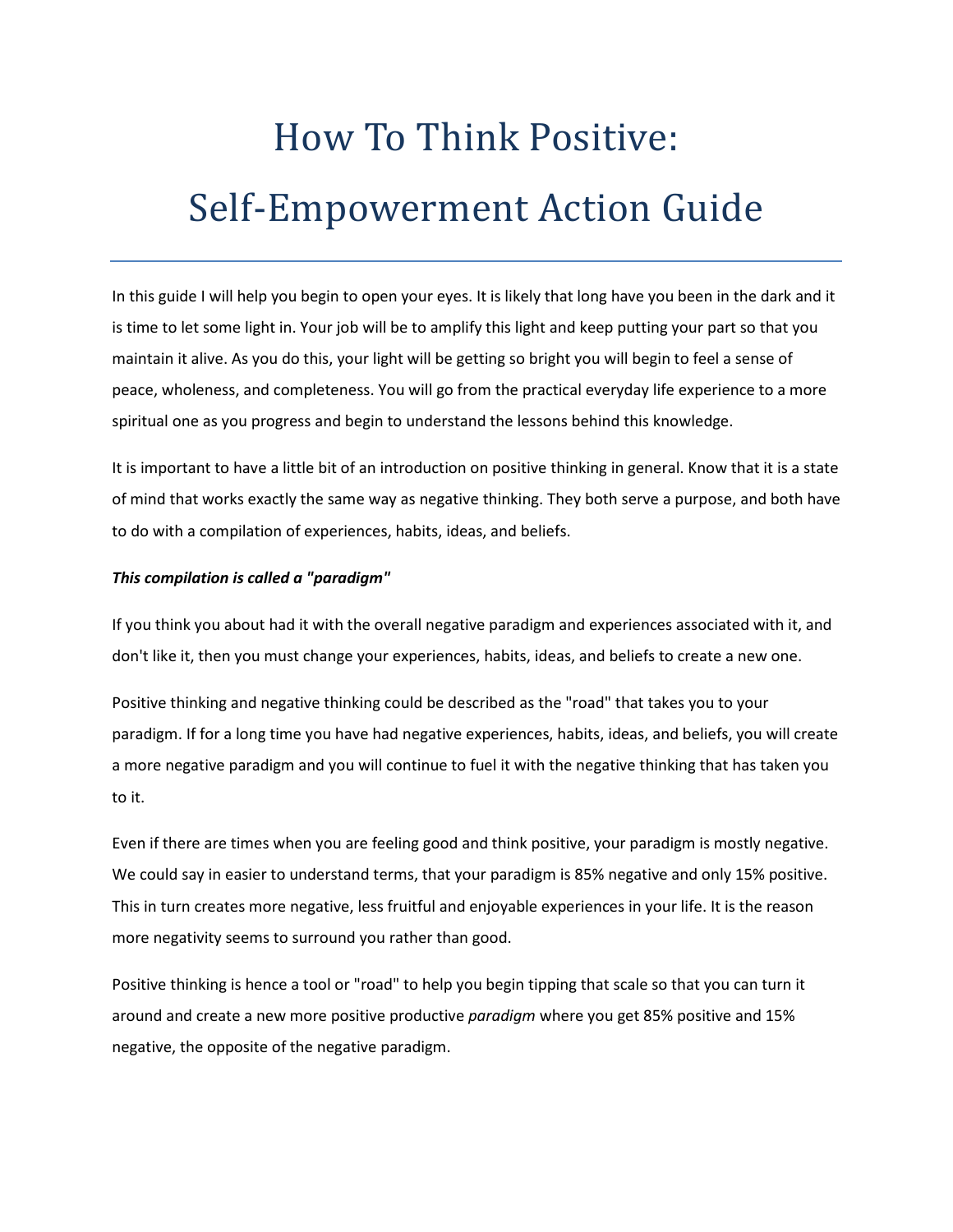# How To Think Positive: Self-Empowerment Action Guide

In this guide I will help you begin to open your eyes. It is likely that long have you been in the dark and it is time to let some light in. Your job will be to amplify this light and keep putting your part so that you maintain it alive. As you do this, your light will be getting so bright you will begin to feel a sense of peace, wholeness, and completeness. You will go from the practical everyday life experience to a more spiritual one as you progress and begin to understand the lessons behind this knowledge.

It is important to have a little bit of an introduction on positive thinking in general. Know that it is a state of mind that works exactly the same way as negative thinking. They both serve a purpose, and both have to do with a compilation of experiences, habits, ideas, and beliefs.

***This compilation is called a "paradigm"***

If you think you about had it with the overall negative paradigm and experiences associated with it, and don't like it, then you must change your experiences, habits, ideas, and beliefs to create a new one.

Positive thinking and negative thinking could be described as the "road" that takes you to your paradigm. If for a long time you have had negative experiences, habits, ideas, and beliefs, you will create a more negative paradigm and you will continue to fuel it with the negative thinking that has taken you to it.

Even if there are times when you are feeling good and think positive, your paradigm is mostly negative. We could say in easier to understand terms, that your paradigm is 85% negative and only 15% positive. This in turn creates more negative, less fruitful and enjoyable experiences in your life. It is the reason more negativity seems to surround you rather than good.

Positive thinking is hence a tool or "road" to help you begin tipping that scale so that you can turn it around and create a new more positive productive *paradigm* where you get 85% positive and 15% negative, the opposite of the negative paradigm.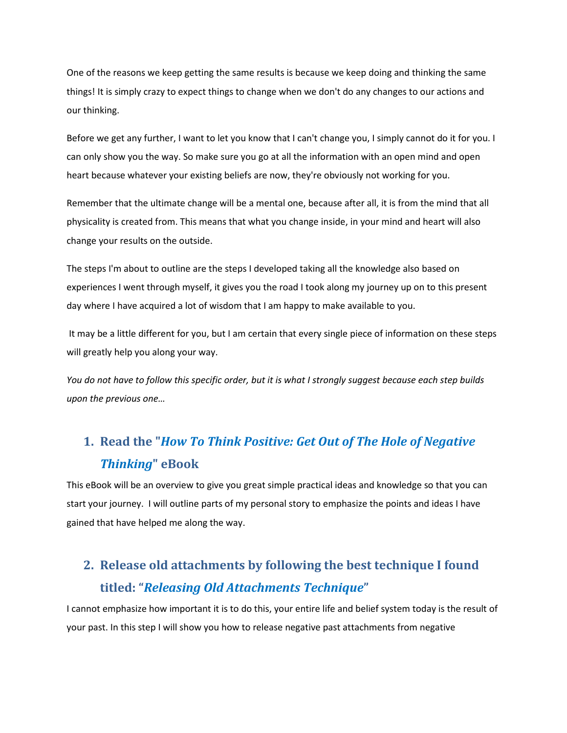One of the reasons we keep getting the same results is because we keep doing and thinking the same things! It is simply crazy to expect things to change when we don't do any changes to our actions and our thinking.

Before we get any further, I want to let you know that I can't change you, I simply cannot do it for you. I can only show you the way. So make sure you go at all the information with an open mind and open heart because whatever your existing beliefs are now, they're obviously not working for you.

Remember that the ultimate change will be a mental one, because after all, it is from the mind that all physicality is created from. This means that what you change inside, in your mind and heart will also change your results on the outside.

The steps I'm about to outline are the steps I developed taking all the knowledge also based on experiences I went through myself, it gives you the road I took along my journey up on to this present day where I have acquired a lot of wisdom that I am happy to make available to you.

It may be a little different for you, but I am certain that every single piece of information on these steps will greatly help you along your way.

*You do not have to follow this specific order, but it is what I strongly suggest because each step builds upon the previous one…*

## 1. Read the "*How To Think Positive: Get Out of The Hole of Negative Thinking*" eBook

This eBook will be an overview to give you great simple practical ideas and knowledge so that you can start your journey. I will outline parts of my personal story to emphasize the points and ideas I have gained that have helped me along the way.

## 2. Release old attachments by following the best technique I found titled: "*Releasing Old Attachments Technique*"

I cannot emphasize how important it is to do this, your entire life and belief system today is the result of your past. In this step I will show you how to release negative past attachments from negative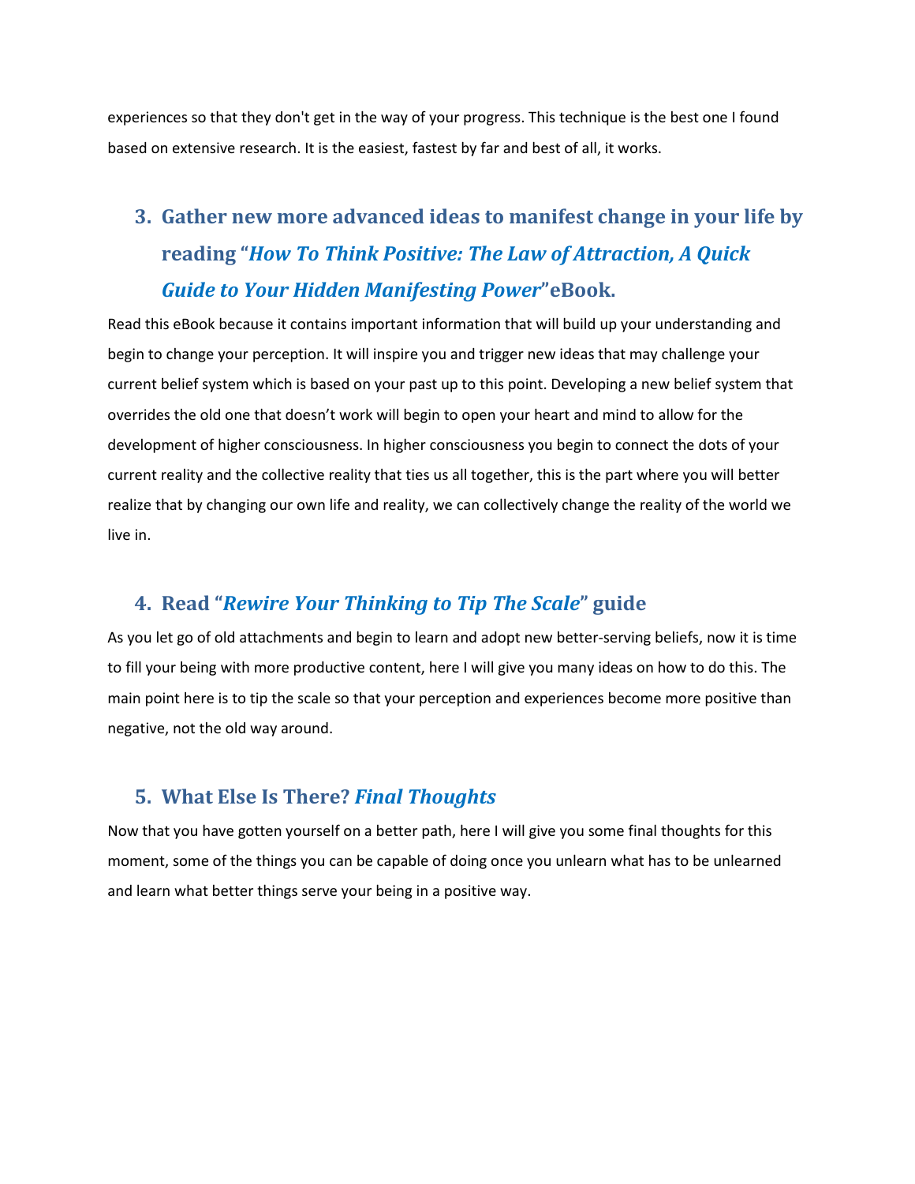experiences so that they don't get in the way of your progress. This technique is the best one I found based on extensive research. It is the easiest, fastest by far and best of all, it works.

## 3. Gather new more advanced ideas to manifest change in your life by reading "*How To Think Positive: The Law of Attraction, A Quick Guide to Your Hidden Manifesting Power*" eBook.

Read this eBook because it contains important information that will build up your understanding and begin to change your perception. It will inspire you and trigger new ideas that may challenge your current belief system which is based on your past up to this point. Developing a new belief system that overrides the old one that doesn't work will begin to open your heart and mind to allow for the development of higher consciousness. In higher consciousness you begin to connect the dots of your current reality and the collective reality that ties us all together, this is the part where you will better realize that by changing our own life and reality, we can collectively change the reality of the world we live in.

## 4. Read "*Rewire Your Thinking to Tip The Scale*" guide

As you let go of old attachments and begin to learn and adopt new better-serving beliefs, now it is time to fill your being with more productive content, here I will give you many ideas on how to do this. The main point here is to tip the scale so that your perception and experiences become more positive than negative, not the old way around.

## 5. What Else Is There? *Final Thoughts*

Now that you have gotten yourself on a better path, here I will give you some final thoughts for this moment, some of the things you can be capable of doing once you unlearn what has to be unlearned and learn what better things serve your being in a positive way.